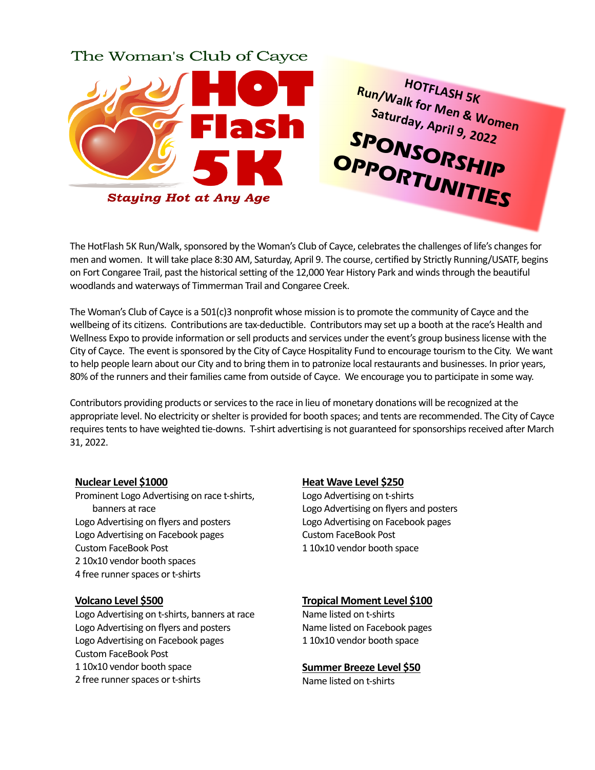The Woman's Club of Cayce

# HOT Flash 5K

*Staying Hot at Any Age*

**HOTFLASH 5K**
**Run/Walk for Men & Women**
**Saturday, April 9, 2022**

# SPONSORSHIP OPPORTUNITIES

The HotFlash 5K Run/Walk, sponsored by the Woman's Club of Cayce, celebrates the challenges of life's changes for men and women. It will take place 8:30 AM, Saturday, April 9. The course, certified by Strictly Running/USATF, begins on Fort Congaree Trail, past the historical setting of the 12,000 Year History Park and winds through the beautiful woodlands and waterways of Timmerman Trail and Congaree Creek.

The Woman's Club of Cayce is a 501(c)3 nonprofit whose mission is to promote the community of Cayce and the wellbeing of its citizens. Contributions are tax-deductible. Contributors may set up a booth at the race's Health and Wellness Expo to provide information or sell products and services under the event's group business license with the City of Cayce. The event is sponsored by the City of Cayce Hospitality Fund to encourage tourism to the City. We want to help people learn about our City and to bring them in to patronize local restaurants and businesses. In prior years, 80% of the runners and their families came from outside of Cayce. We encourage you to participate in some way.

Contributors providing products or services to the race in lieu of monetary donations will be recognized at the appropriate level. No electricity or shelter is provided for booth spaces; and tents are recommended. The City of Cayce requires tents to have weighted tie-downs. T-shirt advertising is not guaranteed for sponsorships received after March 31, 2022.

**Nuclear Level $1000**

Prominent Logo Advertising on race t-shirts, banners at race
Logo Advertising on flyers and posters
Logo Advertising on Facebook pages
Custom FaceBook Post
2 10x10 vendor booth spaces
4 free runner spaces or t-shirts

**Volcano Level $500**

Logo Advertising on t-shirts, banners at race
Logo Advertising on flyers and posters
Logo Advertising on Facebook pages
Custom FaceBook Post
1 10x10 vendor booth space
2 free runner spaces or t-shirts

**Heat Wave Level $250**

Logo Advertising on t-shirts
Logo Advertising on flyers and posters
Logo Advertising on Facebook pages
Custom FaceBook Post
1 10x10 vendor booth space

**Tropical Moment Level $100**

Name listed on t-shirts
Name listed on Facebook pages
1 10x10 vendor booth space

**Summer Breeze Level $50**

Name listed on t-shirts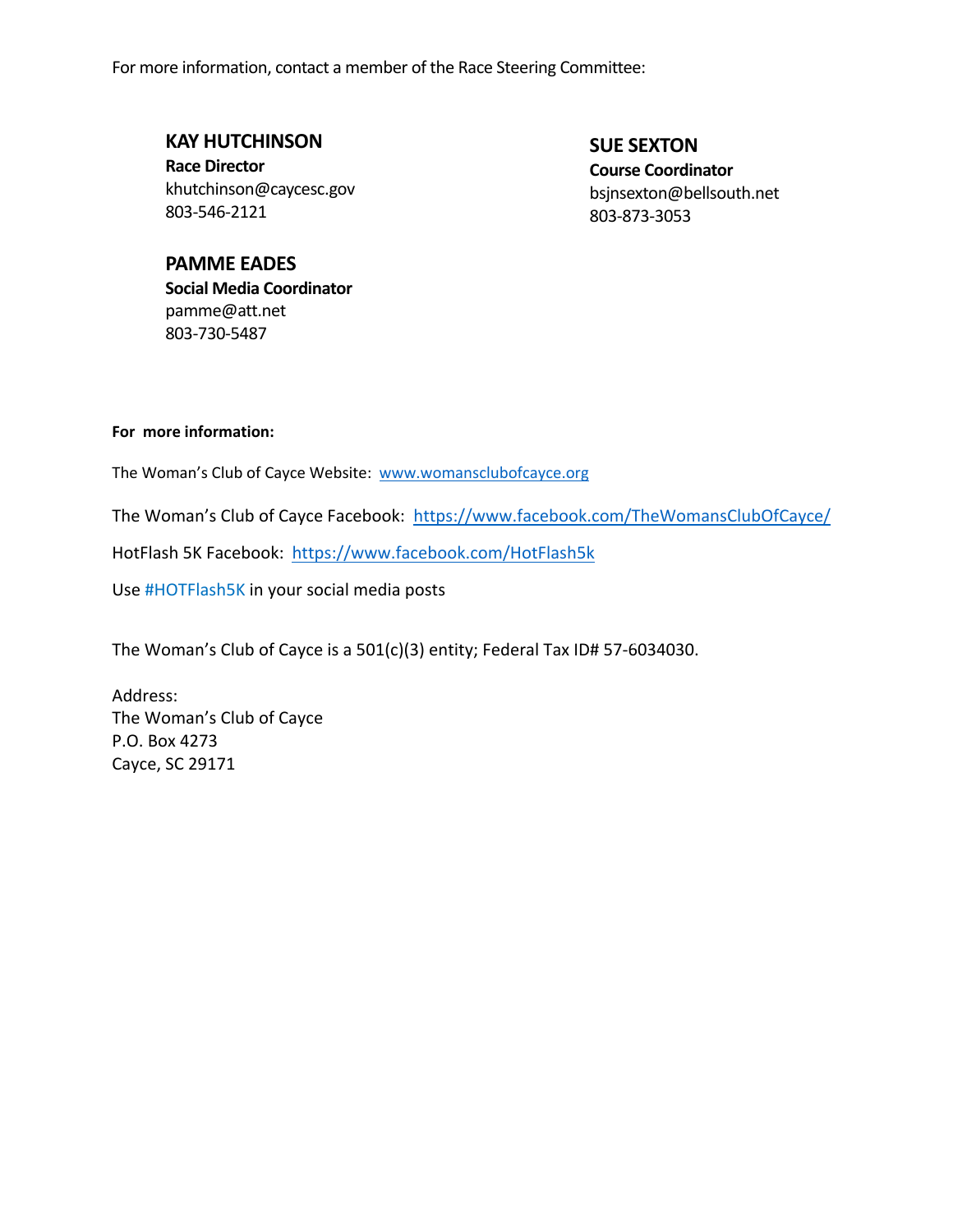For more information, contact a member of the Race Steering Committee:

**KAY HUTCHINSON**
**Race Director**
khutchinson@caycesc.gov
803-546-2121

**SUE SEXTON**
**Course Coordinator**
bsjnsexton@bellsouth.net
803-873-3053

**PAMME EADES**
**Social Media Coordinator**
pamme@att.net
803-730-5487

**For more information:**

The Woman's Club of Cayce Website: www.womansclubofcayce.org

The Woman's Club of Cayce Facebook: https://www.facebook.com/TheWomansClubOfCayce/

HotFlash 5K Facebook: https://www.facebook.com/HotFlash5k

Use #HOTFlash5K in your social media posts

The Woman's Club of Cayce is a 501(c)(3) entity; Federal Tax ID# 57-6034030.

Address:
The Woman's Club of Cayce
P.O. Box 4273
Cayce, SC 29171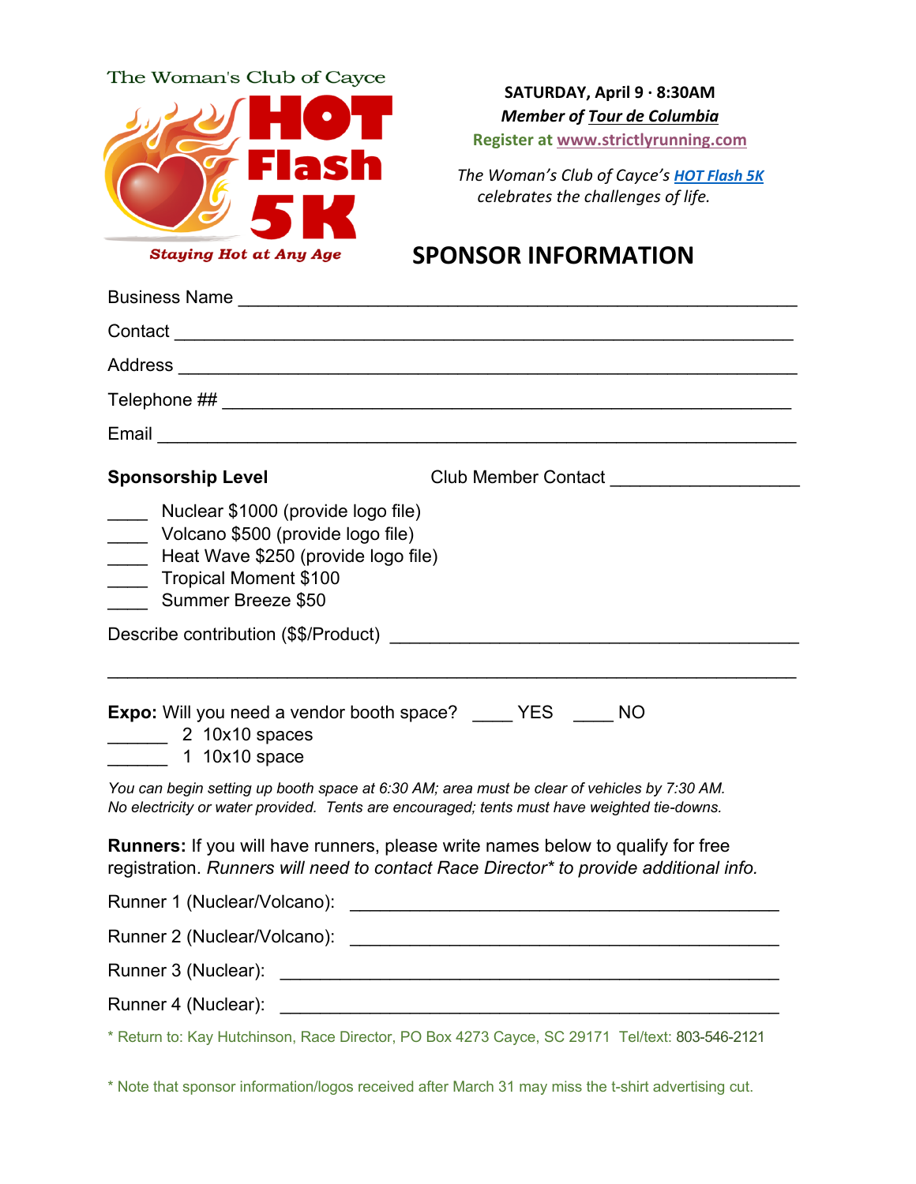The Woman's Club of Cayce

# HOT Flash 5K

*Staying Hot at Any Age*

**SATURDAY, April 9 · 8:30AM**

***Member of Tour de Columbia***

**Register at www.strictlyrunning.com**

*The Woman's Club of Cayce's* ***HOT Flash 5K*** *celebrates the challenges of life.*

## SPONSOR INFORMATION

Business Name ____________________________________________________

Contact ________________________________________________________

Address ________________________________________________________

Telephone ## ____________________________________________________

Email __________________________________________________________

**Sponsorship Level** Club Member Contact ________________

____ Nuclear $1000 (provide logo file)
____ Volcano $500 (provide logo file)
____ Heat Wave $250 (provide logo file)
____ Tropical Moment $100
____ Summer Breeze $50

Describe contribution ($$/Product) ______________________________________

________________________________________________________________________

**Expo:** Will you need a vendor booth space? ____ YES ____ NO
______ 2 10x10 spaces
______ 1 10x10 space

*You can begin setting up booth space at 6:30 AM; area must be clear of vehicles by 7:30 AM. No electricity or water provided. Tents are encouraged; tents must have weighted tie-downs.*

**Runners:** If you will have runners, please write names below to qualify for free registration. *Runners will need to contact Race Director* to provide additional info.*

Runner 1 (Nuclear/Volcano): ________________________________________

Runner 2 (Nuclear/Volcano): ________________________________________

Runner 3 (Nuclear): ______________________________________________

Runner 4 (Nuclear): ______________________________________________

* Return to: Kay Hutchinson, Race Director, PO Box 4273 Cayce, SC 29171 Tel/text: 803-546-2121

* Note that sponsor information/logos received after March 31 may miss the t-shirt advertising cut.